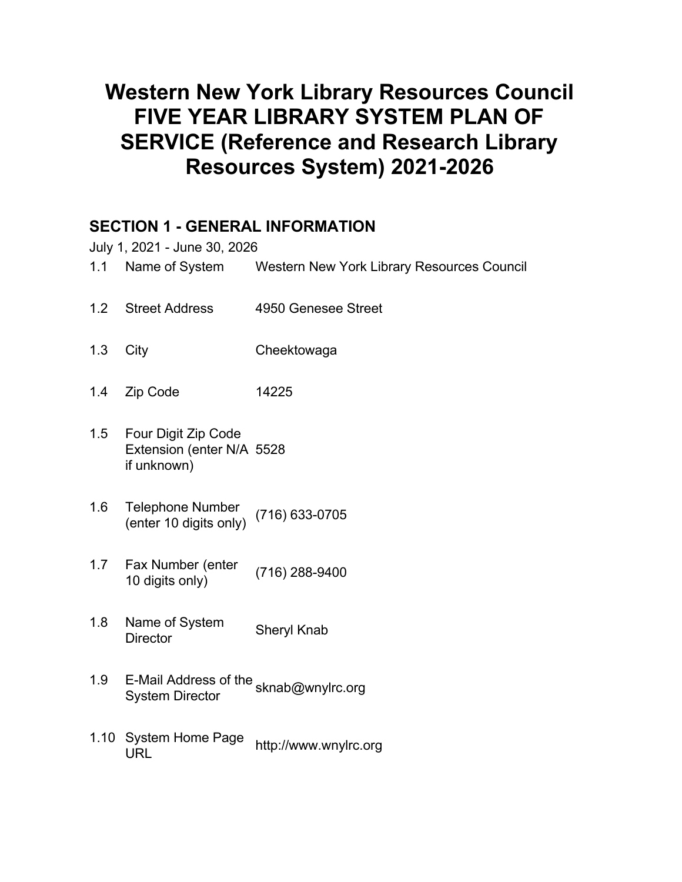# Western New York Library Resources Council FIVE YEAR LIBRARY SYSTEM PLAN OF SERVICE (Reference and Research Library Resources System) 2021-2026

## SECTION 1 - GENERAL INFORMATION

July 1, 2021 - June 30, 2026

| | | |
|---|---|---|
| 1.1 | Name of System | Western New York Library Resources Council |
| 1.2 | Street Address | 4950 Genesee Street |
| 1.3 | City | Cheektowaga |
| 1.4 | Zip Code | 14225 |
| 1.5 | Four Digit Zip Code Extension (enter N/A if unknown) | 5528 |
| 1.6 | Telephone Number (enter 10 digits only) | (716) 633-0705 |
| 1.7 | Fax Number (enter 10 digits only) | (716) 288-9400 |
| 1.8 | Name of System Director | Sheryl Knab |
| 1.9 | E-Mail Address of the System Director | sknab@wnylrc.org |
| 1.10 | System Home Page URL | http://www.wnylrc.org |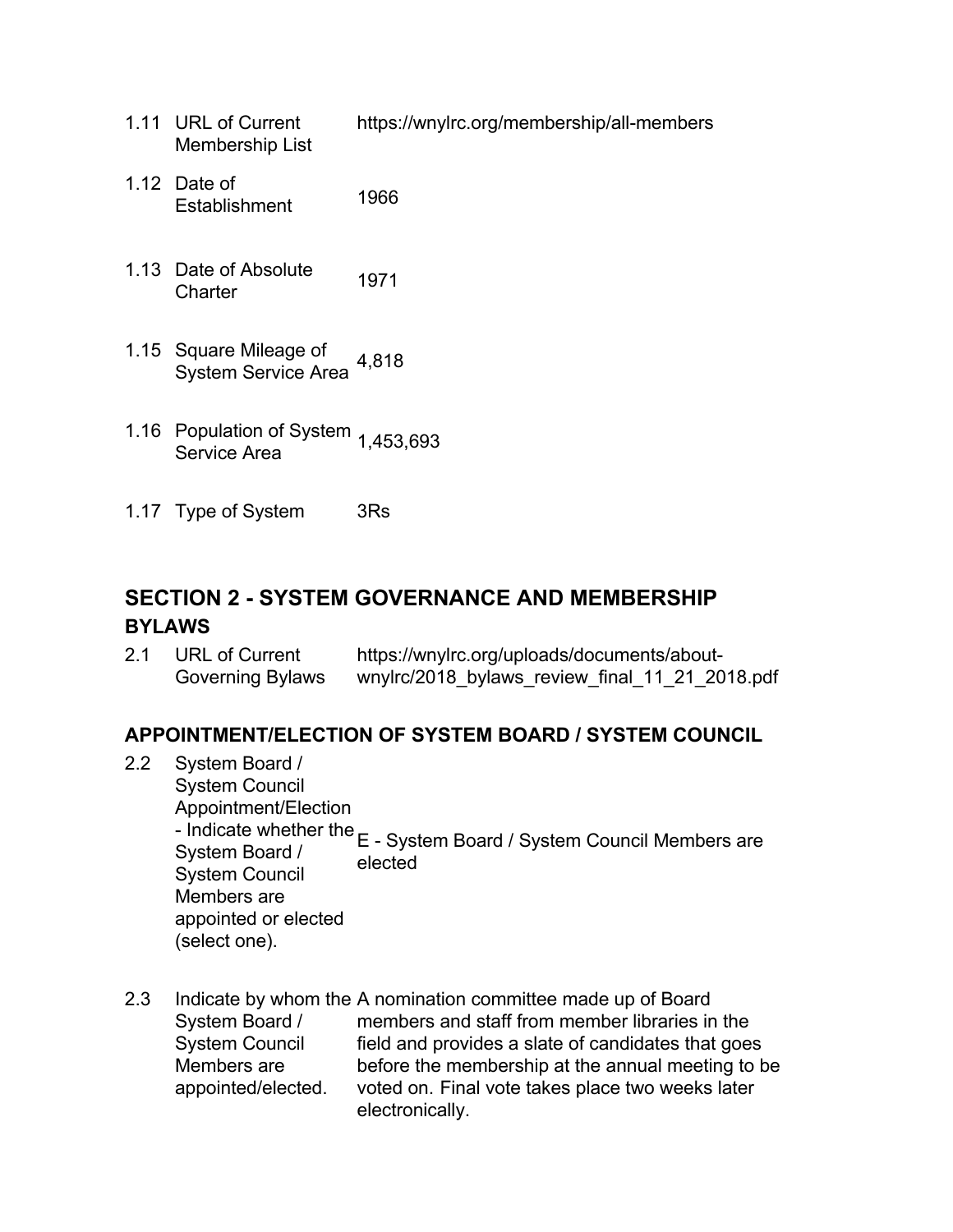| | | |
|---|---|---|
| 1.11 | URL of Current Membership List | https://wnylrc.org/membership/all-members |
| 1.12 | Date of Establishment | 1966 |
| 1.13 | Date of Absolute Charter | 1971 |
| 1.15 | Square Mileage of System Service Area | 4,818 |
| 1.16 | Population of System Service Area | 1,453,693 |
| 1.17 | Type of System | 3Rs |

## SECTION 2 - SYSTEM GOVERNANCE AND MEMBERSHIP

### BYLAWS

| | | |
|---|---|---|
| 2.1 | URL of Current Governing Bylaws | https://wnylrc.org/uploads/documents/about-wnylrc/2018_bylaws_review_final_11_21_2018.pdf |

### APPOINTMENT/ELECTION OF SYSTEM BOARD / SYSTEM COUNCIL

| | | |
|---|---|---|
| 2.2 | System Board / System Council Appointment/Election - Indicate whether the System Board / System Council Members are appointed or elected (select one). | E - System Board / System Council Members are elected |
| 2.3 | Indicate by whom the System Board / System Council Members are appointed/elected. | A nomination committee made up of Board members and staff from member libraries in the field and provides a slate of candidates that goes before the membership at the annual meeting to be voted on. Final vote takes place two weeks later electronically. |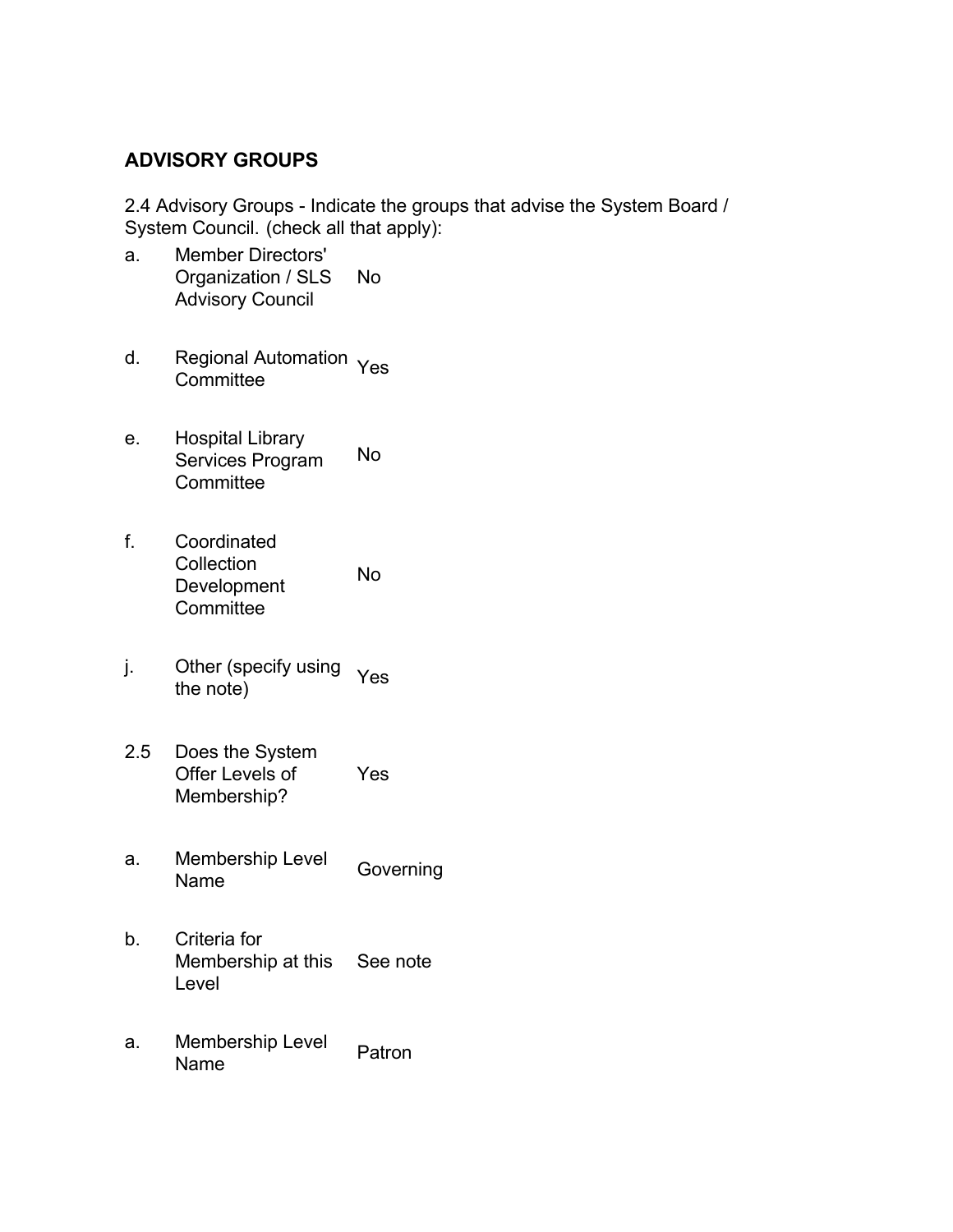## ADVISORY GROUPS

2.4 Advisory Groups - Indicate the groups that advise the System Board / System Council. (check all that apply):

| | | |
|---|---|---|
| a. | Member Directors' Organization / SLS Advisory Council | No |
| d. | Regional Automation Committee | Yes |
| e. | Hospital Library Services Program Committee | No |
| f. | Coordinated Collection Development Committee | No |
| j. | Other (specify using the note) | Yes |
| 2.5 | Does the System Offer Levels of Membership? | Yes |
| a. | Membership Level Name | Governing |
| b. | Criteria for Membership at this Level | See note |
| a. | Membership Level Name | Patron |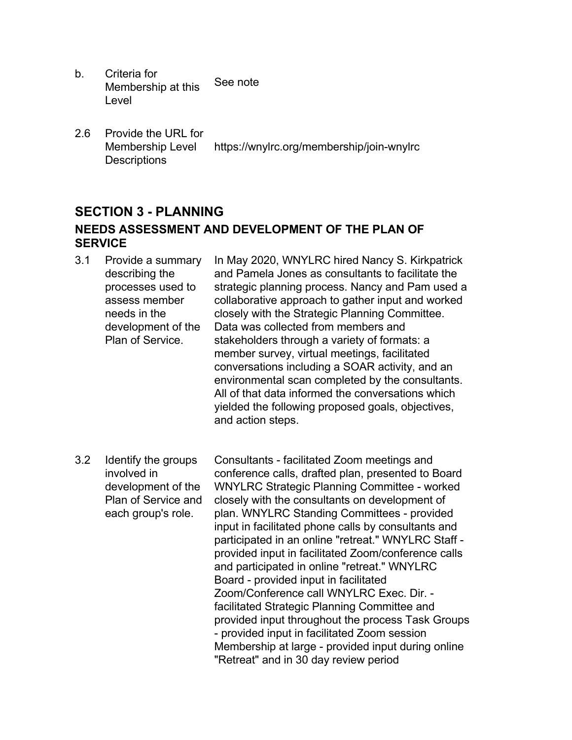| | | |
|---|---|---|
| b. | Criteria for Membership at this Level | See note |
| 2.6 | Provide the URL for Membership Level Descriptions | https://wnylrc.org/membership/join-wnylrc |

## SECTION 3 - PLANNING

### NEEDS ASSESSMENT AND DEVELOPMENT OF THE PLAN OF SERVICE

| | | |
|---|---|---|
| 3.1 | Provide a summary describing the processes used to assess member needs in the development of the Plan of Service. | In May 2020, WNYLRC hired Nancy S. Kirkpatrick and Pamela Jones as consultants to facilitate the strategic planning process. Nancy and Pam used a collaborative approach to gather input and worked closely with the Strategic Planning Committee. Data was collected from members and stakeholders through a variety of formats: a member survey, virtual meetings, facilitated conversations including a SOAR activity, and an environmental scan completed by the consultants. All of that data informed the conversations which yielded the following proposed goals, objectives, and action steps. |
| 3.2 | Identify the groups involved in development of the Plan of Service and each group's role. | Consultants - facilitated Zoom meetings and conference calls, drafted plan, presented to Board WNYLRC Strategic Planning Committee - worked closely with the consultants on development of plan. WNYLRC Standing Committees - provided input in facilitated phone calls by consultants and participated in an online "retreat." WNYLRC Staff - provided input in facilitated Zoom/conference calls and participated in online "retreat." WNYLRC Board - provided input in facilitated Zoom/Conference call WNYLRC Exec. Dir. - facilitated Strategic Planning Committee and provided input throughout the process Task Groups - provided input in facilitated Zoom session Membership at large - provided input during online "Retreat" and in 30 day review period |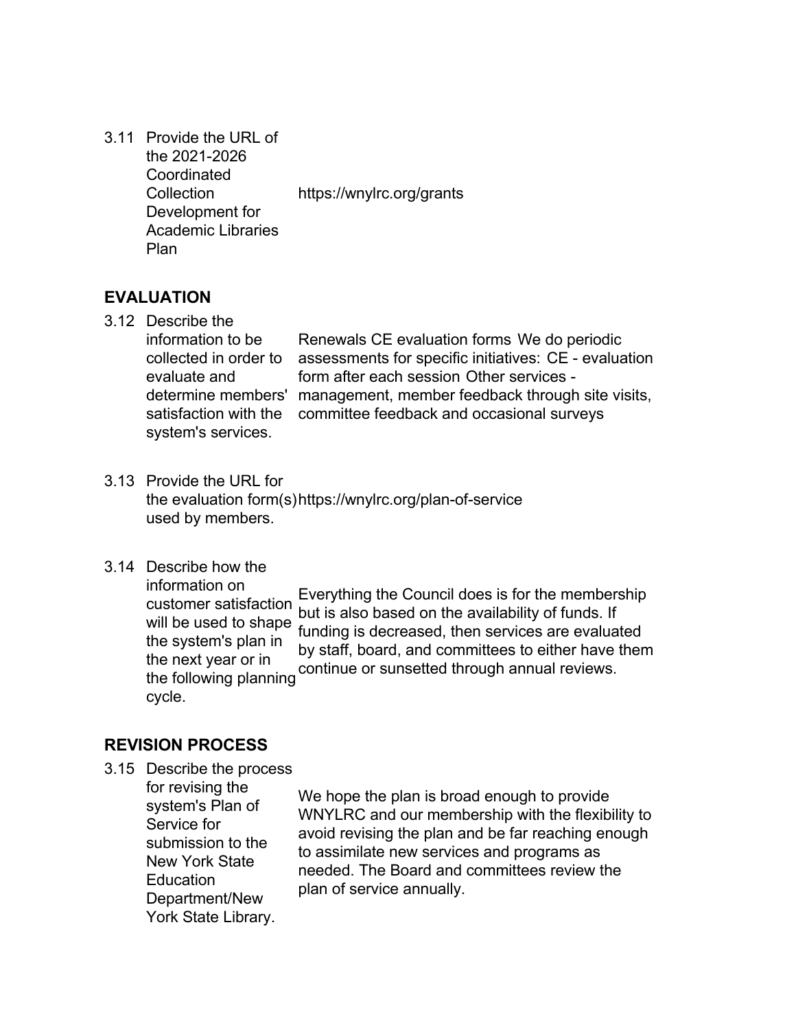| | | |
|---|---|---|
| 3.11 | Provide the URL of the 2021-2026 Coordinated Collection Development for Academic Libraries Plan | https://wnylrc.org/grants |

## EVALUATION

| | | |
|---|---|---|
| 3.12 | Describe the information to be collected in order to evaluate and determine members' satisfaction with the system's services. | Renewals CE evaluation forms We do periodic assessments for specific initiatives: CE - evaluation form after each session Other services - management, member feedback through site visits, committee feedback and occasional surveys |
| 3.13 | Provide the URL for the evaluation form(s) used by members. | https://wnylrc.org/plan-of-service |
| 3.14 | Describe how the information on customer satisfaction will be used to shape the system's plan in the next year or in the following planning cycle. | Everything the Council does is for the membership but is also based on the availability of funds. If funding is decreased, then services are evaluated by staff, board, and committees to either have them continue or sunsetted through annual reviews. |

## REVISION PROCESS

| | | |
|---|---|---|
| 3.15 | Describe the process for revising the system's Plan of Service for submission to the New York State Education Department/New York State Library. | We hope the plan is broad enough to provide WNYLRC and our membership with the flexibility to avoid revising the plan and be far reaching enough to assimilate new services and programs as needed. The Board and committees review the plan of service annually. |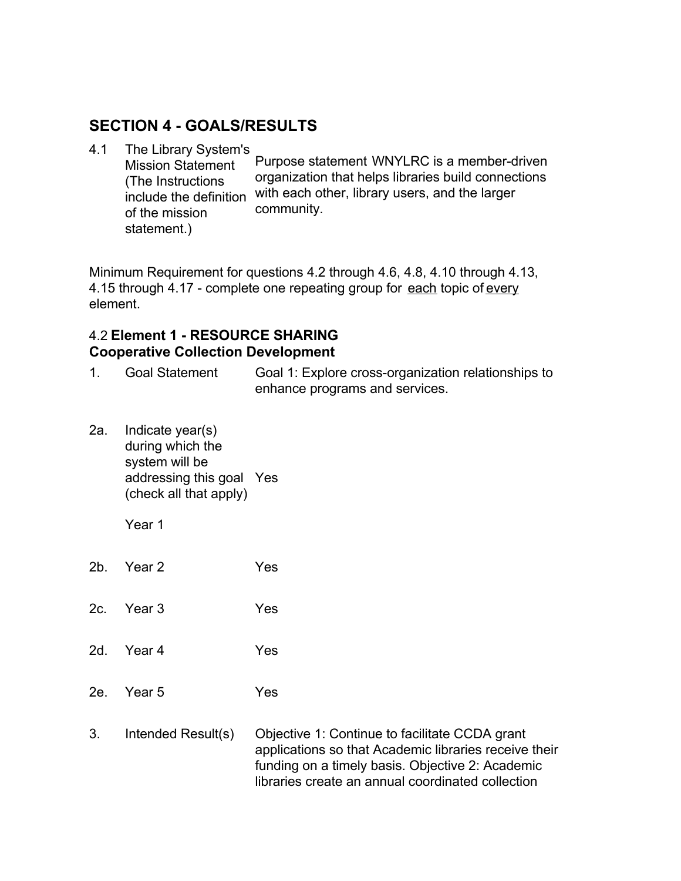## SECTION 4 - GOALS/RESULTS

| | | |
|---|---|---|
| 4.1 | The Library System's Mission Statement (The Instructions include the definition of the mission statement.) | Purpose statement WNYLRC is a member-driven organization that helps libraries build connections with each other, library users, and the larger community. |

Minimum Requirement for questions 4.2 through 4.6, 4.8, 4.10 through 4.13, 4.15 through 4.17 - complete one repeating group for each topic of every element.

### 4.2 **Element 1 - RESOURCE SHARING**
### **Cooperative Collection Development**

| | | |
|---|---|---|
| 1. | Goal Statement | Goal 1: Explore cross-organization relationships to enhance programs and services. |
| 2a. | Indicate year(s) during which the system will be addressing this goal (check all that apply)<br><br>Year 1 | Yes |
| 2b. | Year 2 | Yes |
| 2c. | Year 3 | Yes |
| 2d. | Year 4 | Yes |
| 2e. | Year 5 | Yes |
| 3. | Intended Result(s) | Objective 1: Continue to facilitate CCDA grant applications so that Academic libraries receive their funding on a timely basis. Objective 2: Academic libraries create an annual coordinated collection |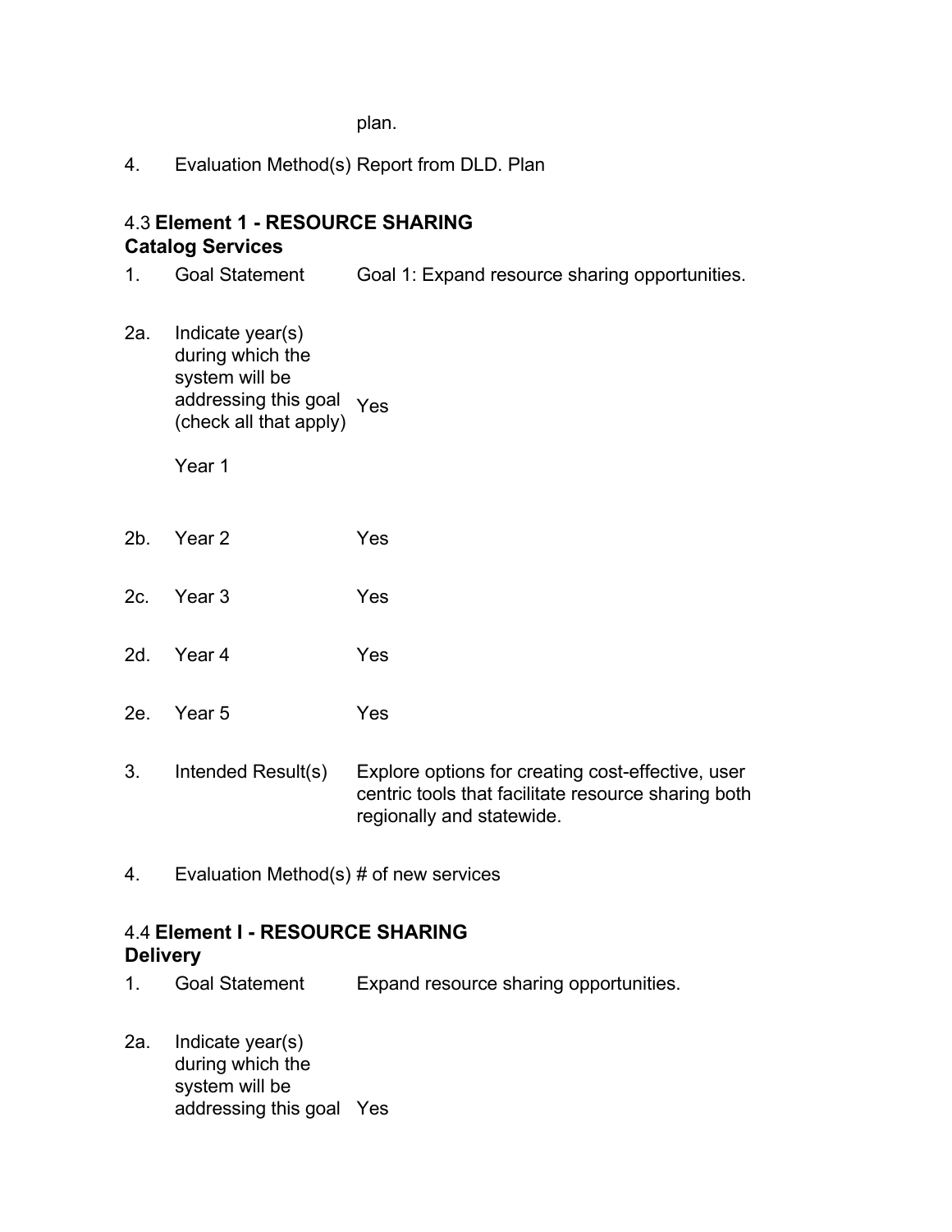plan.

4. Evaluation Method(s) Report from DLD. Plan

### 4.3 **Element 1 - RESOURCE SHARING Catalog Services**

| | | |
|---|---|---|
| 1. | Goal Statement | Goal 1: Expand resource sharing opportunities. |
| 2a. | Indicate year(s) during which the system will be addressing this goal (check all that apply) Year 1 | Yes |
| 2b. | Year 2 | Yes |
| 2c. | Year 3 | Yes |
| 2d. | Year 4 | Yes |
| 2e. | Year 5 | Yes |
| 3. | Intended Result(s) | Explore options for creating cost-effective, user centric tools that facilitate resource sharing both regionally and statewide. |
| 4. | Evaluation Method(s) | # of new services |

### 4.4 **Element I - RESOURCE SHARING Delivery**

| | | |
|---|---|---|
| 1. | Goal Statement | Expand resource sharing opportunities. |
| 2a. | Indicate year(s) during which the system will be addressing this goal | Yes |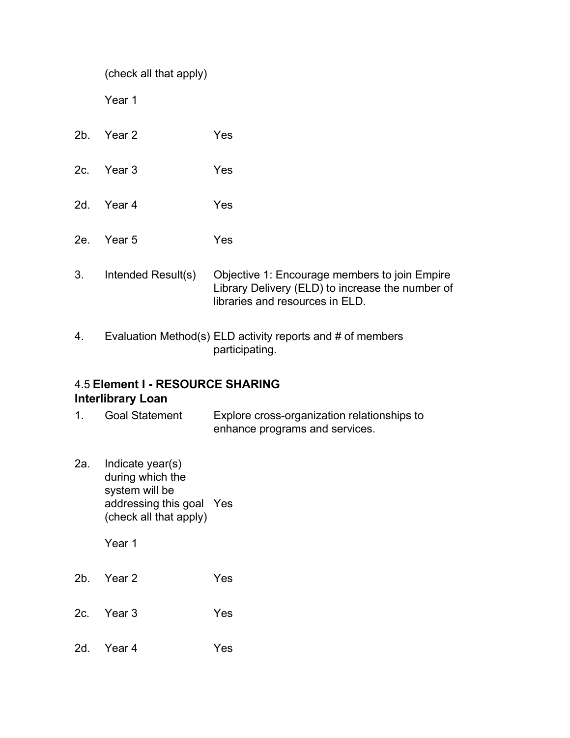(check all that apply)

Year 1

| | | |
|---|---|---|
| 2b. | Year 2 | Yes |
| 2c. | Year 3 | Yes |
| 2d. | Year 4 | Yes |
| 2e. | Year 5 | Yes |
| 3. | Intended Result(s) | Objective 1: Encourage members to join Empire Library Delivery (ELD) to increase the number of libraries and resources in ELD. |
| 4. | Evaluation Method(s) | ELD activity reports and # of members participating. |

### 4.5 **Element I - RESOURCE SHARING**
### **Interlibrary Loan**

| | | |
|---|---|---|
| 1. | Goal Statement | Explore cross-organization relationships to enhance programs and services. |
| 2a. | Indicate year(s) during which the system will be addressing this goal (check all that apply)<br><br>Year 1 | Yes |
| 2b. | Year 2 | Yes |
| 2c. | Year 3 | Yes |
| 2d. | Year 4 | Yes |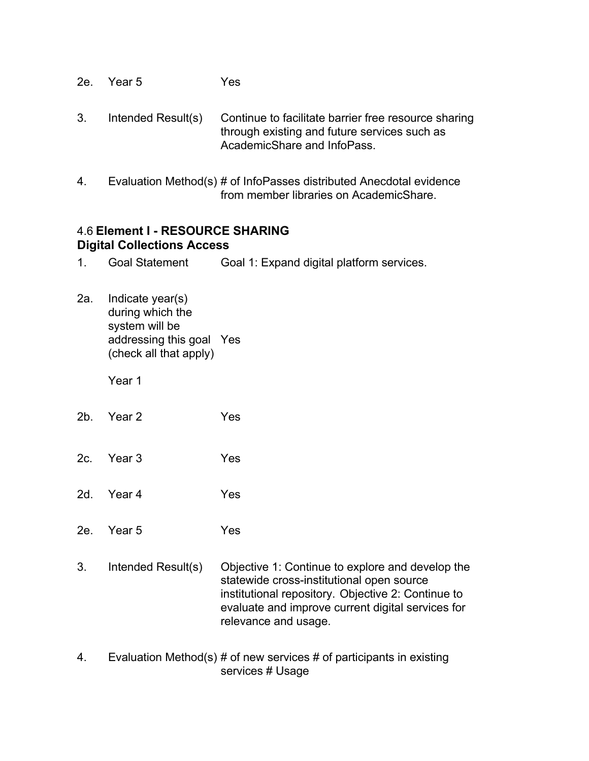| | | |
|---|---|---|
| 2e. | Year 5 | Yes |
| 3. | Intended Result(s) | Continue to facilitate barrier free resource sharing through existing and future services such as AcademicShare and InfoPass. |
| 4. | Evaluation Method(s) | # of InfoPasses distributed Anecdotal evidence from member libraries on AcademicShare. |

### 4.6 **Element I - RESOURCE SHARING**
### **Digital Collections Access**

| | | |
|---|---|---|
| 1. | Goal Statement | Goal 1: Expand digital platform services. |
| 2a. | Indicate year(s) during which the system will be addressing this goal (check all that apply)<br><br>Year 1 | Yes |
| 2b. | Year 2 | Yes |
| 2c. | Year 3 | Yes |
| 2d. | Year 4 | Yes |
| 2e. | Year 5 | Yes |
| 3. | Intended Result(s) | Objective 1: Continue to explore and develop the statewide cross-institutional open source institutional repository. Objective 2: Continue to evaluate and improve current digital services for relevance and usage. |
| 4. | Evaluation Method(s) | # of new services # of participants in existing services # Usage |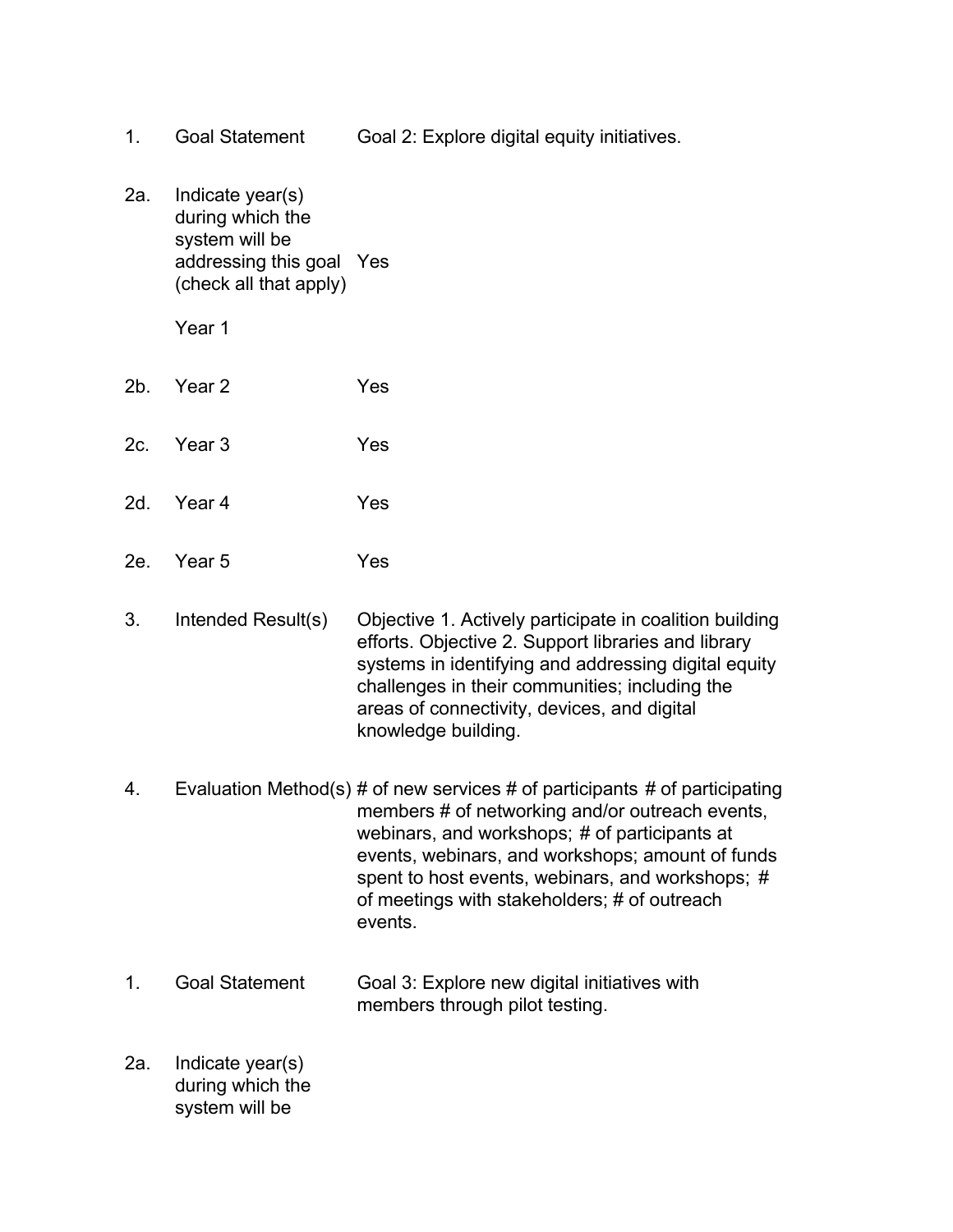| | | |
|---|---|---|
| 1. | Goal Statement | Goal 2: Explore digital equity initiatives. |
| 2a. | Indicate year(s) during which the system will be addressing this goal (check all that apply)<br><br>Year 1 | Yes |
| 2b. | Year 2 | Yes |
| 2c. | Year 3 | Yes |
| 2d. | Year 4 | Yes |
| 2e. | Year 5 | Yes |
| 3. | Intended Result(s) | Objective 1. Actively participate in coalition building efforts. Objective 2. Support libraries and library systems in identifying and addressing digital equity challenges in their communities; including the areas of connectivity, devices, and digital knowledge building. |
| 4. | Evaluation Method(s) | # of new services # of participants # of participating members # of networking and/or outreach events, webinars, and workshops; # of participants at events, webinars, and workshops; amount of funds spent to host events, webinars, and workshops; # of meetings with stakeholders; # of outreach events. |

| | | |
|---|---|---|
| 1. | Goal Statement | Goal 3: Explore new digital initiatives with members through pilot testing. |
| 2a. | Indicate year(s) during which the system will be | |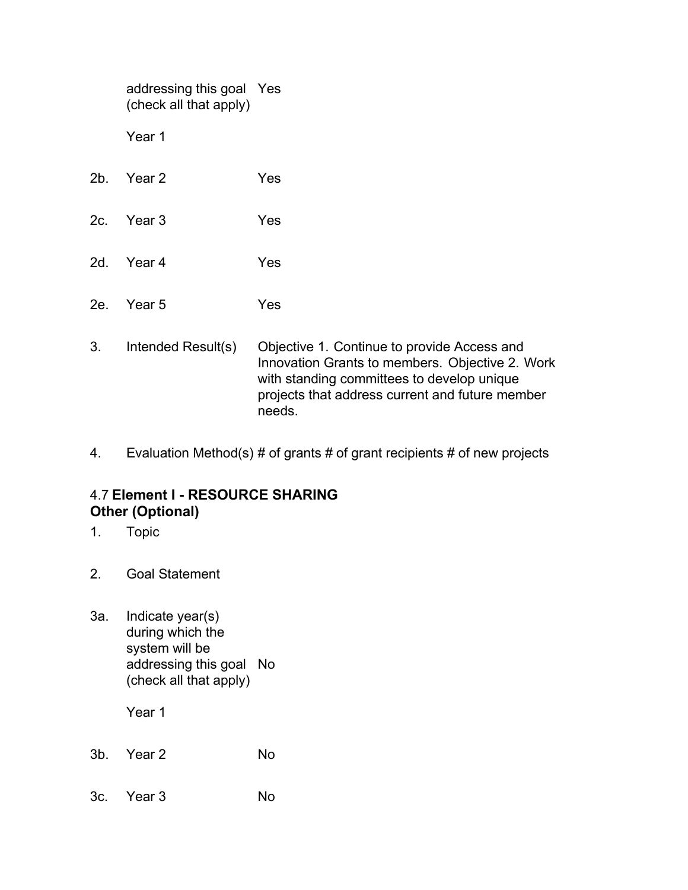| | | |
|---|---|---|
| | addressing this goal (check all that apply) | Yes |
| | Year 1 | |
| 2b. | Year 2 | Yes |
| 2c. | Year 3 | Yes |
| 2d. | Year 4 | Yes |
| 2e. | Year 5 | Yes |
| 3. | Intended Result(s) | Objective 1. Continue to provide Access and Innovation Grants to members. Objective 2. Work with standing committees to develop unique projects that address current and future member needs. |

4. Evaluation Method(s) # of grants # of grant recipients # of new projects

### 4.7 **Element I - RESOURCE SHARING Other (Optional)**

| | | |
|---|---|---|
| 1. | Topic | |
| 2. | Goal Statement | |
| 3a. | Indicate year(s) during which the system will be addressing this goal (check all that apply) | No |
| | Year 1 | |
| 3b. | Year 2 | No |
| 3c. | Year 3 | No |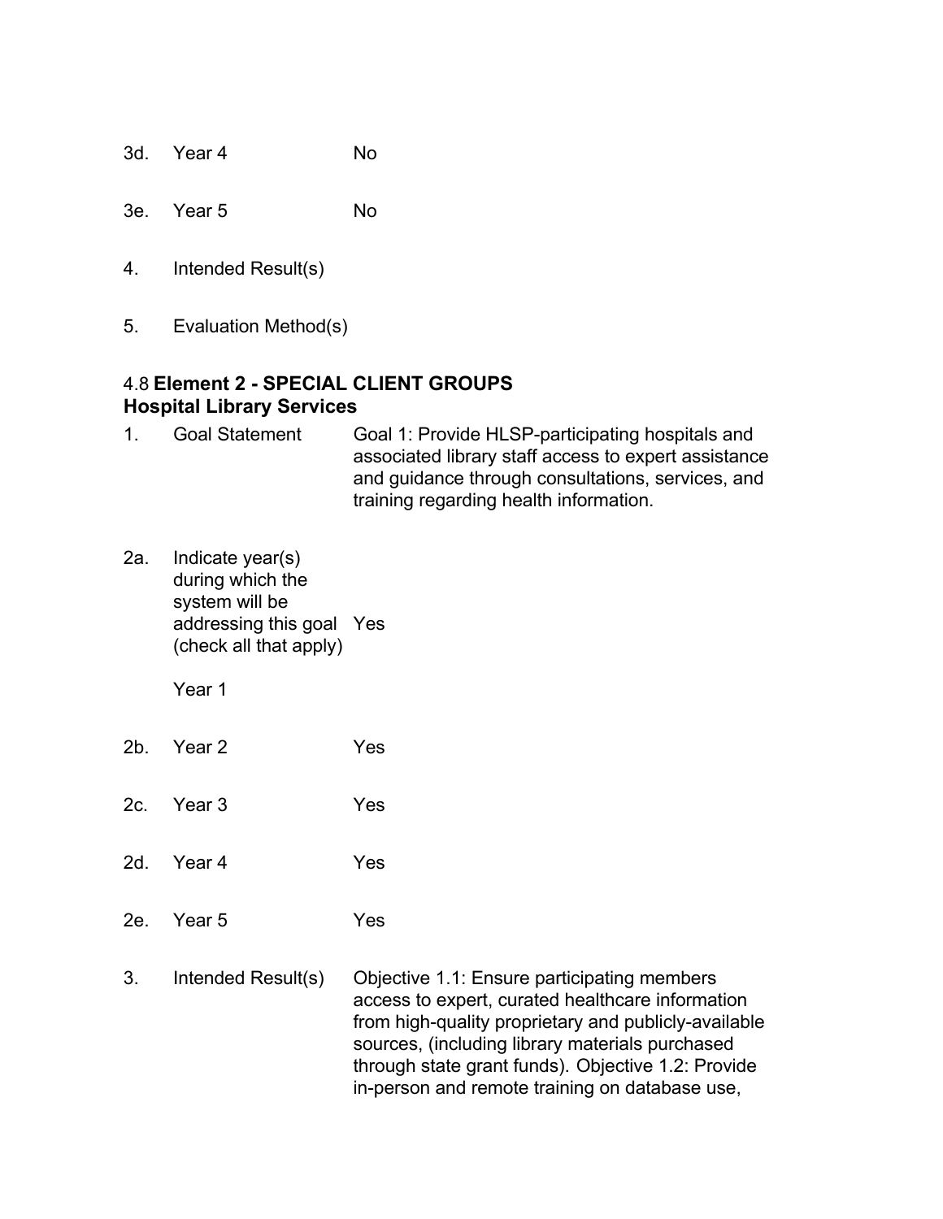| | | |
|---|---|---|
| 3d. | Year 4 | No |
| 3e. | Year 5 | No |
| 4. | Intended Result(s) | |
| 5. | Evaluation Method(s) | |

### 4.8 **Element 2 - SPECIAL CLIENT GROUPS**
### **Hospital Library Services**

| | | |
|---|---|---|
| 1. | Goal Statement | Goal 1: Provide HLSP-participating hospitals and associated library staff access to expert assistance and guidance through consultations, services, and training regarding health information. |
| 2a. | Indicate year(s) during which the system will be addressing this goal (check all that apply)<br><br>Year 1 | Yes |
| 2b. | Year 2 | Yes |
| 2c. | Year 3 | Yes |
| 2d. | Year 4 | Yes |
| 2e. | Year 5 | Yes |
| 3. | Intended Result(s) | Objective 1.1: Ensure participating members access to expert, curated healthcare information from high-quality proprietary and publicly-available sources, (including library materials purchased through state grant funds). Objective 1.2: Provide in-person and remote training on database use, |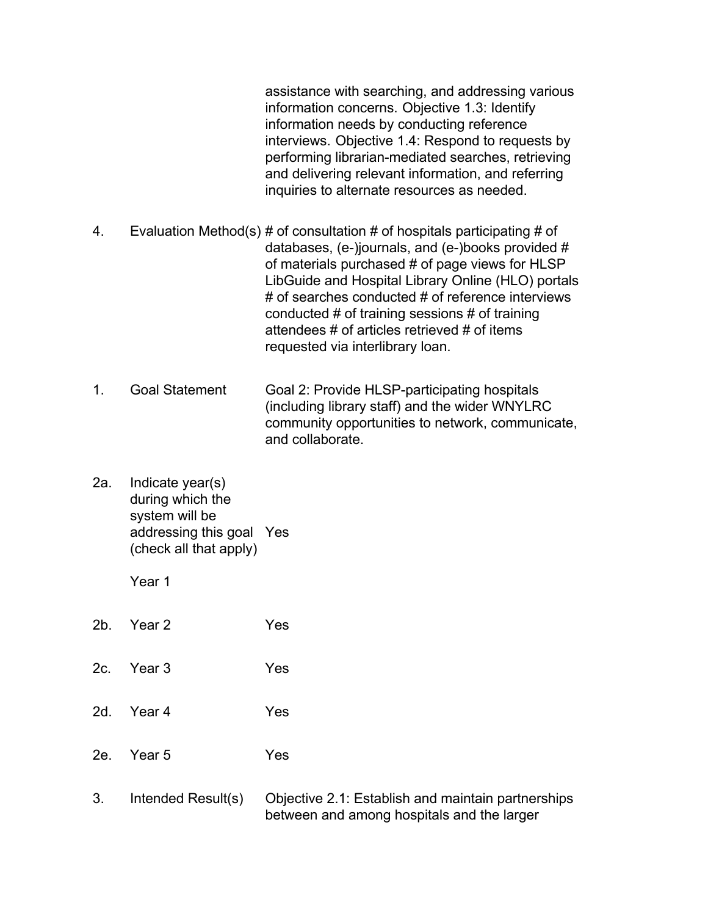| | | |
|---|---|---|
| | | assistance with searching, and addressing various information concerns. Objective 1.3: Identify information needs by conducting reference interviews. Objective 1.4: Respond to requests by performing librarian-mediated searches, retrieving and delivering relevant information, and referring inquiries to alternate resources as needed. |
| 4. | Evaluation Method(s) | # of consultation # of hospitals participating # of databases, (e-)journals, and (e-)books provided # of materials purchased # of page views for HLSP LibGuide and Hospital Library Online (HLO) portals # of searches conducted # of reference interviews conducted # of training sessions # of training attendees # of articles retrieved # of items requested via interlibrary loan. |
| 1. | Goal Statement | Goal 2: Provide HLSP-participating hospitals (including library staff) and the wider WNYLRC community opportunities to network, communicate, and collaborate. |
| 2a. | Indicate year(s) during which the system will be addressing this goal (check all that apply) Year 1 | Yes |
| 2b. | Year 2 | Yes |
| 2c. | Year 3 | Yes |
| 2d. | Year 4 | Yes |
| 2e. | Year 5 | Yes |
| 3. | Intended Result(s) | Objective 2.1: Establish and maintain partnerships between and among hospitals and the larger |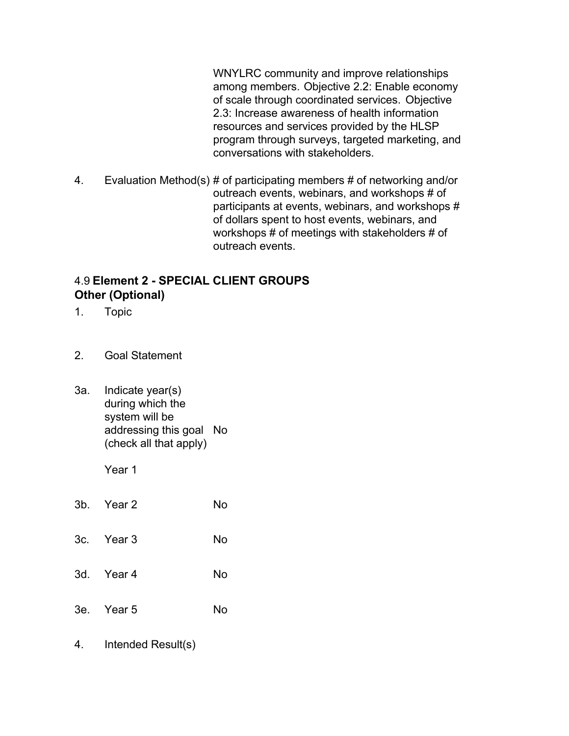WNYLRC community and improve relationships among members. Objective 2.2: Enable economy of scale through coordinated services. Objective 2.3: Increase awareness of health information resources and services provided by the HLSP program through surveys, targeted marketing, and conversations with stakeholders.

4. Evaluation Method(s) # of participating members # of networking and/or outreach events, webinars, and workshops # of participants at events, webinars, and workshops # of dollars spent to host events, webinars, and workshops # of meetings with stakeholders # of outreach events.

### 4.9 **Element 2 - SPECIAL CLIENT GROUPS Other (Optional)**

1. Topic

2. Goal Statement

3a. Indicate year(s) during which the system will be addressing this goal (check all that apply) No

Year 1

3b. Year 2 No

3c. Year 3 No

3d. Year 4 No

3e. Year 5 No

4. Intended Result(s)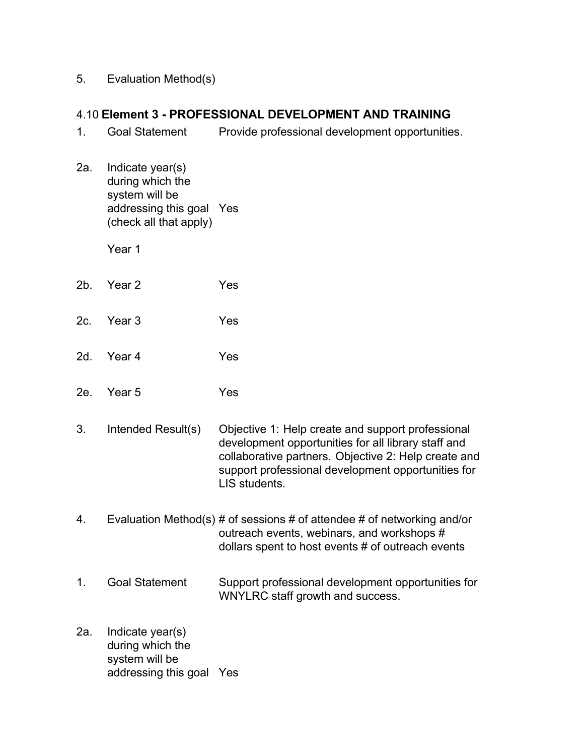5. Evaluation Method(s)

## 4.10 **Element 3 - PROFESSIONAL DEVELOPMENT AND TRAINING**

| | | |
|---|---|---|
| 1. | Goal Statement | Provide professional development opportunities. |
| 2a. | Indicate year(s) during which the system will be addressing this goal (check all that apply) Year 1 | Yes |
| 2b. | Year 2 | Yes |
| 2c. | Year 3 | Yes |
| 2d. | Year 4 | Yes |
| 2e. | Year 5 | Yes |
| 3. | Intended Result(s) | Objective 1: Help create and support professional development opportunities for all library staff and collaborative partners. Objective 2: Help create and support professional development opportunities for LIS students. |
| 4. | Evaluation Method(s) | # of sessions # of attendee # of networking and/or outreach events, webinars, and workshops # dollars spent to host events # of outreach events |
| 1. | Goal Statement | Support professional development opportunities for WNYLRC staff growth and success. |
| 2a. | Indicate year(s) during which the system will be addressing this goal | Yes |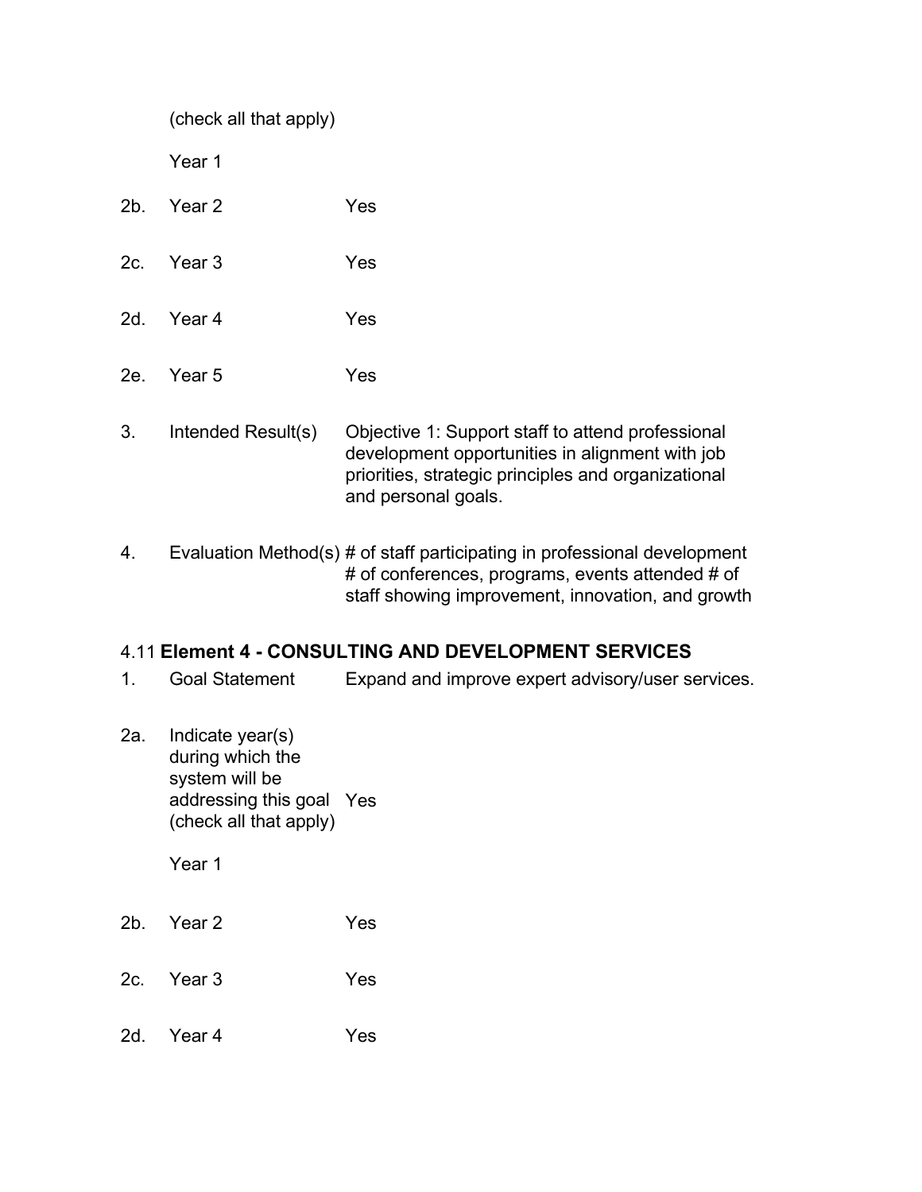(check all that apply)

Year 1

| | | |
|---|---|---|
| 2b. | Year 2 | Yes |
| 2c. | Year 3 | Yes |
| 2d. | Year 4 | Yes |
| 2e. | Year 5 | Yes |
| 3. | Intended Result(s) | Objective 1: Support staff to attend professional development opportunities in alignment with job priorities, strategic principles and organizational and personal goals. |
| 4. | Evaluation Method(s) | # of staff participating in professional development # of conferences, programs, events attended # of staff showing improvement, innovation, and growth |

### 4.11 **Element 4 - CONSULTING AND DEVELOPMENT SERVICES**

| | | |
|---|---|---|
| 1. | Goal Statement | Expand and improve expert advisory/user services. |
| 2a. | Indicate year(s) during which the system will be addressing this goal (check all that apply)<br><br>Year 1 | Yes |
| 2b. | Year 2 | Yes |
| 2c. | Year 3 | Yes |
| 2d. | Year 4 | Yes |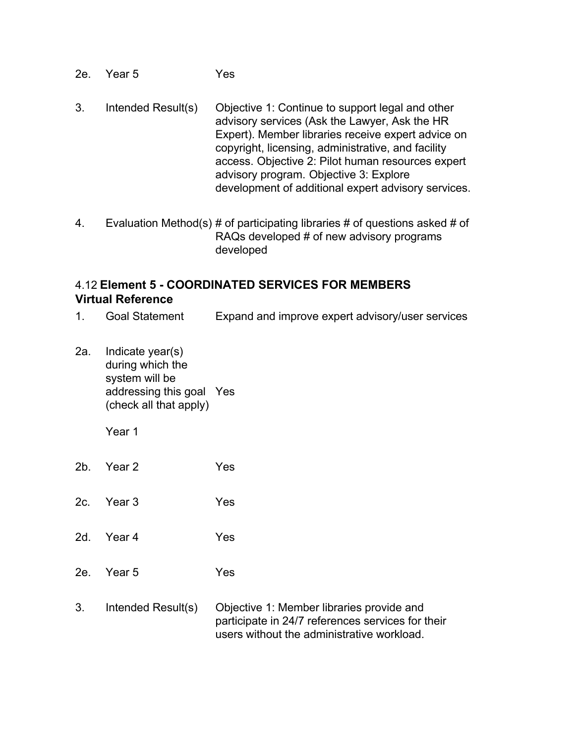2e. Year 5 Yes

3. Intended Result(s) Objective 1: Continue to support legal and other advisory services (Ask the Lawyer, Ask the HR Expert). Member libraries receive expert advice on copyright, licensing, administrative, and facility access. Objective 2: Pilot human resources expert advisory program. Objective 3: Explore development of additional expert advisory services.

4. Evaluation Method(s) # of participating libraries # of questions asked # of RAQs developed # of new advisory programs developed

### 4.12 **Element 5 - COORDINATED SERVICES FOR MEMBERS Virtual Reference**

1. Goal Statement Expand and improve expert advisory/user services

2a. Indicate year(s) during which the system will be addressing this goal (check all that apply) Yes

Year 1

2b. Year 2 Yes

2c. Year 3 Yes

2d. Year 4 Yes

2e. Year 5 Yes

3. Intended Result(s) Objective 1: Member libraries provide and participate in 24/7 references services for their users without the administrative workload.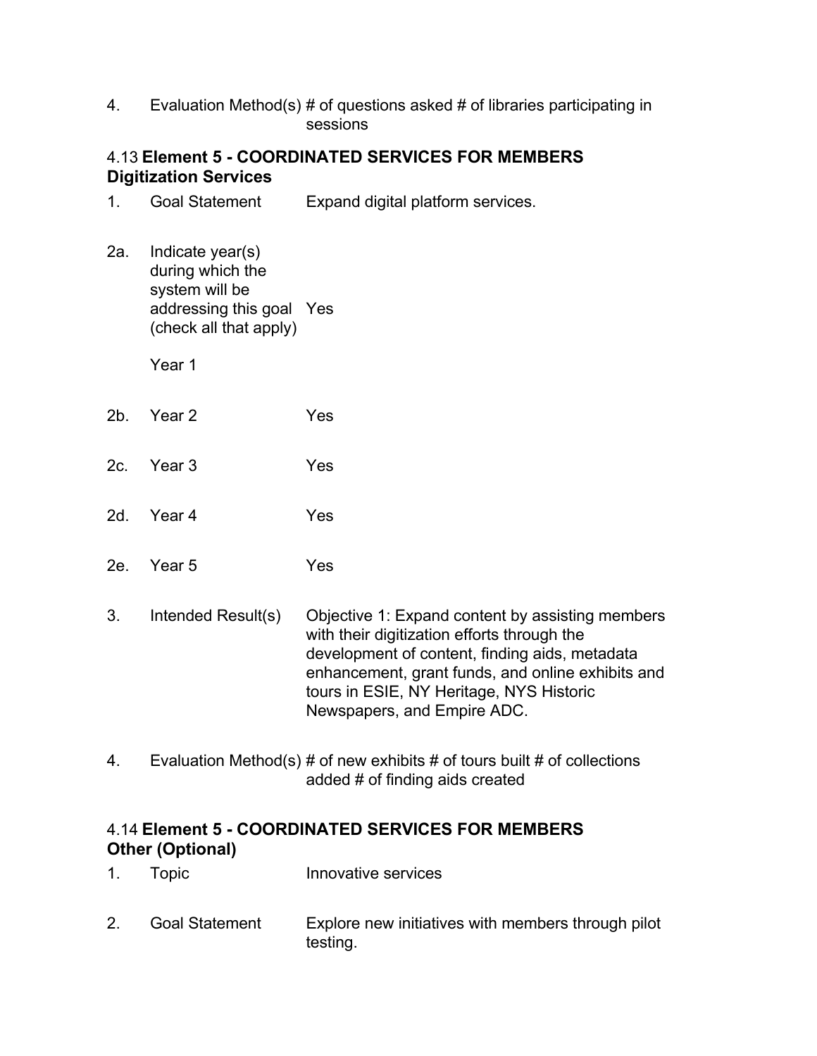4. Evaluation Method(s) # of questions asked # of libraries participating in sessions

### 4.13 **Element 5 - COORDINATED SERVICES FOR MEMBERS Digitization Services**

| | | |
|---|---|---|
| 1. | Goal Statement | Expand digital platform services. |
| 2a. | Indicate year(s) during which the system will be addressing this goal (check all that apply) Year 1 | Yes |
| 2b. | Year 2 | Yes |
| 2c. | Year 3 | Yes |
| 2d. | Year 4 | Yes |
| 2e. | Year 5 | Yes |
| 3. | Intended Result(s) | Objective 1: Expand content by assisting members with their digitization efforts through the development of content, finding aids, metadata enhancement, grant funds, and online exhibits and tours in ESIE, NY Heritage, NYS Historic Newspapers, and Empire ADC. |
| 4. | Evaluation Method(s) | # of new exhibits # of tours built # of collections added # of finding aids created |

### 4.14 **Element 5 - COORDINATED SERVICES FOR MEMBERS Other (Optional)**

| | | |
|---|---|---|
| 1. | Topic | Innovative services |
| 2. | Goal Statement | Explore new initiatives with members through pilot testing. |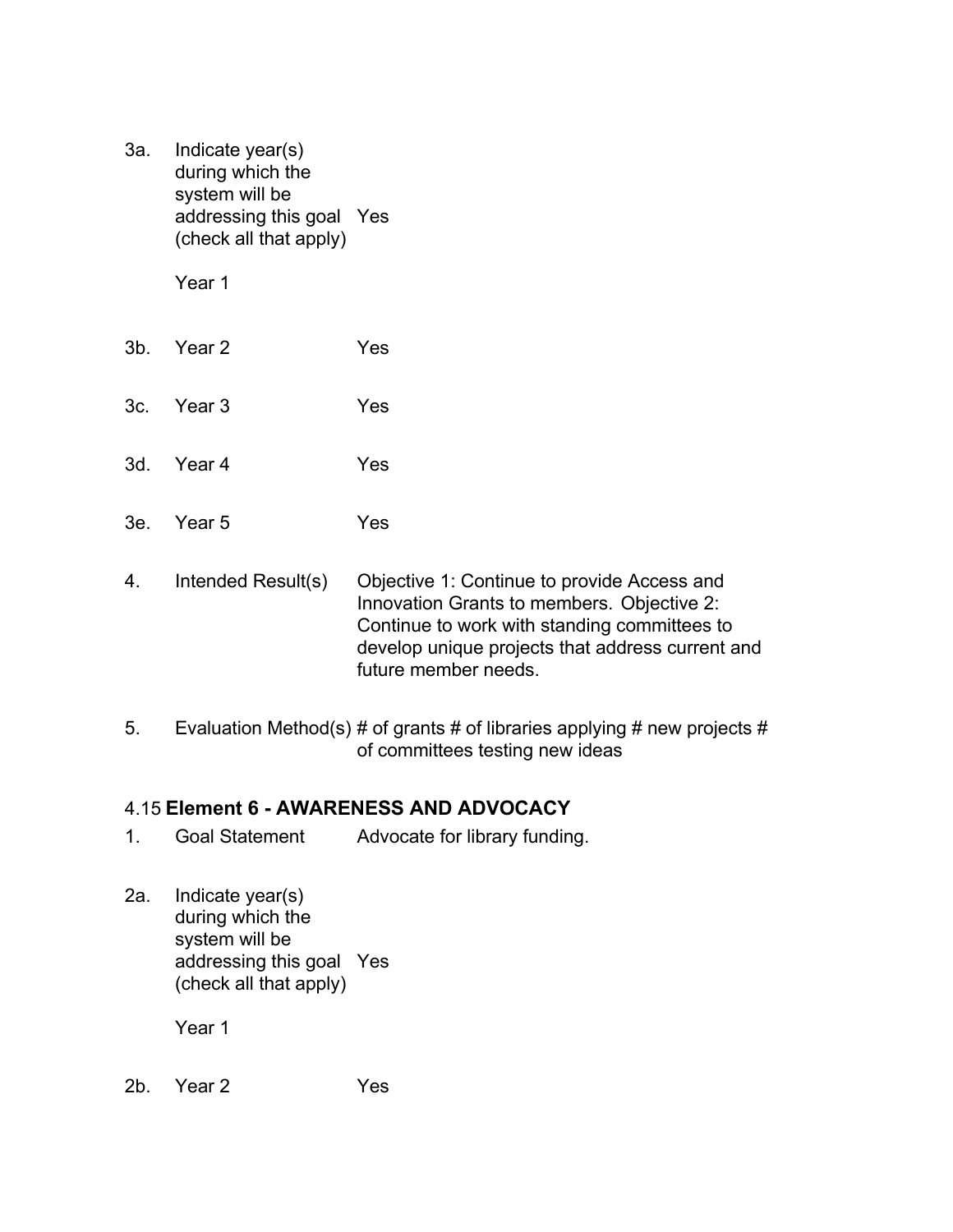| | | |
|---|---|---|
| 3a. | Indicate year(s) during which the system will be addressing this goal (check all that apply)<br><br>Year 1 | Yes |
| 3b. | Year 2 | Yes |
| 3c. | Year 3 | Yes |
| 3d. | Year 4 | Yes |
| 3e. | Year 5 | Yes |
| 4. | Intended Result(s) | Objective 1: Continue to provide Access and Innovation Grants to members. Objective 2: Continue to work with standing committees to develop unique projects that address current and future member needs. |
| 5. | Evaluation Method(s) | # of grants # of libraries applying # new projects # of committees testing new ideas |

### 4.15 **Element 6 - AWARENESS AND ADVOCACY**

| | | |
|---|---|---|
| 1. | Goal Statement | Advocate for library funding. |
| 2a. | Indicate year(s) during which the system will be addressing this goal (check all that apply)<br><br>Year 1 | Yes |
| 2b. | Year 2 | Yes |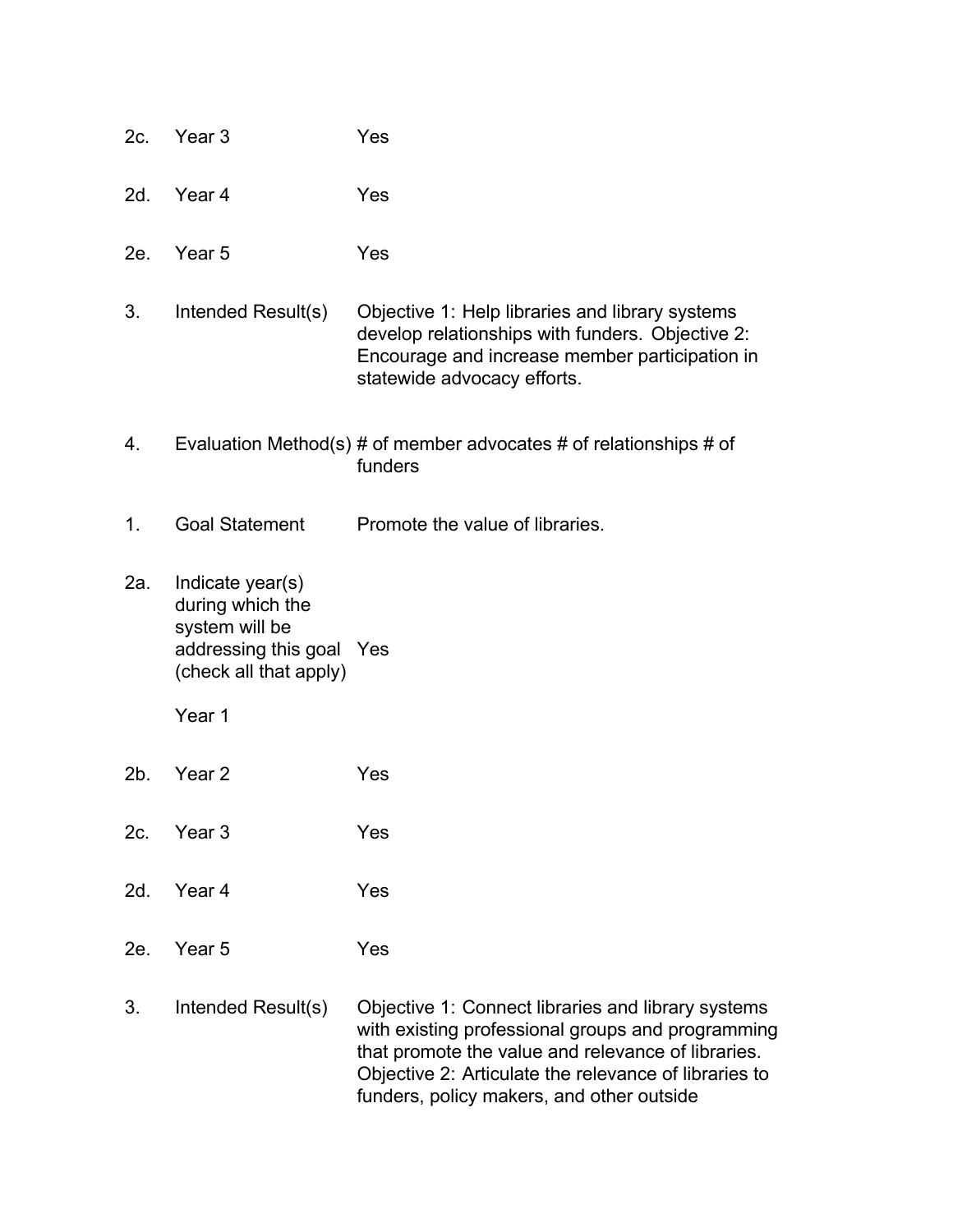| | | |
|---|---|---|
| 2c. | Year 3 | Yes |
| 2d. | Year 4 | Yes |
| 2e. | Year 5 | Yes |
| 3. | Intended Result(s) | Objective 1: Help libraries and library systems develop relationships with funders. Objective 2: Encourage and increase member participation in statewide advocacy efforts. |
| 4. | Evaluation Method(s) | # of member advocates # of relationships # of funders |
| 1. | Goal Statement | Promote the value of libraries. |
| 2a. | Indicate year(s) during which the system will be addressing this goal (check all that apply) Year 1 | Yes |
| 2b. | Year 2 | Yes |
| 2c. | Year 3 | Yes |
| 2d. | Year 4 | Yes |
| 2e. | Year 5 | Yes |
| 3. | Intended Result(s) | Objective 1: Connect libraries and library systems with existing professional groups and programming that promote the value and relevance of libraries. Objective 2: Articulate the relevance of libraries to funders, policy makers, and other outside |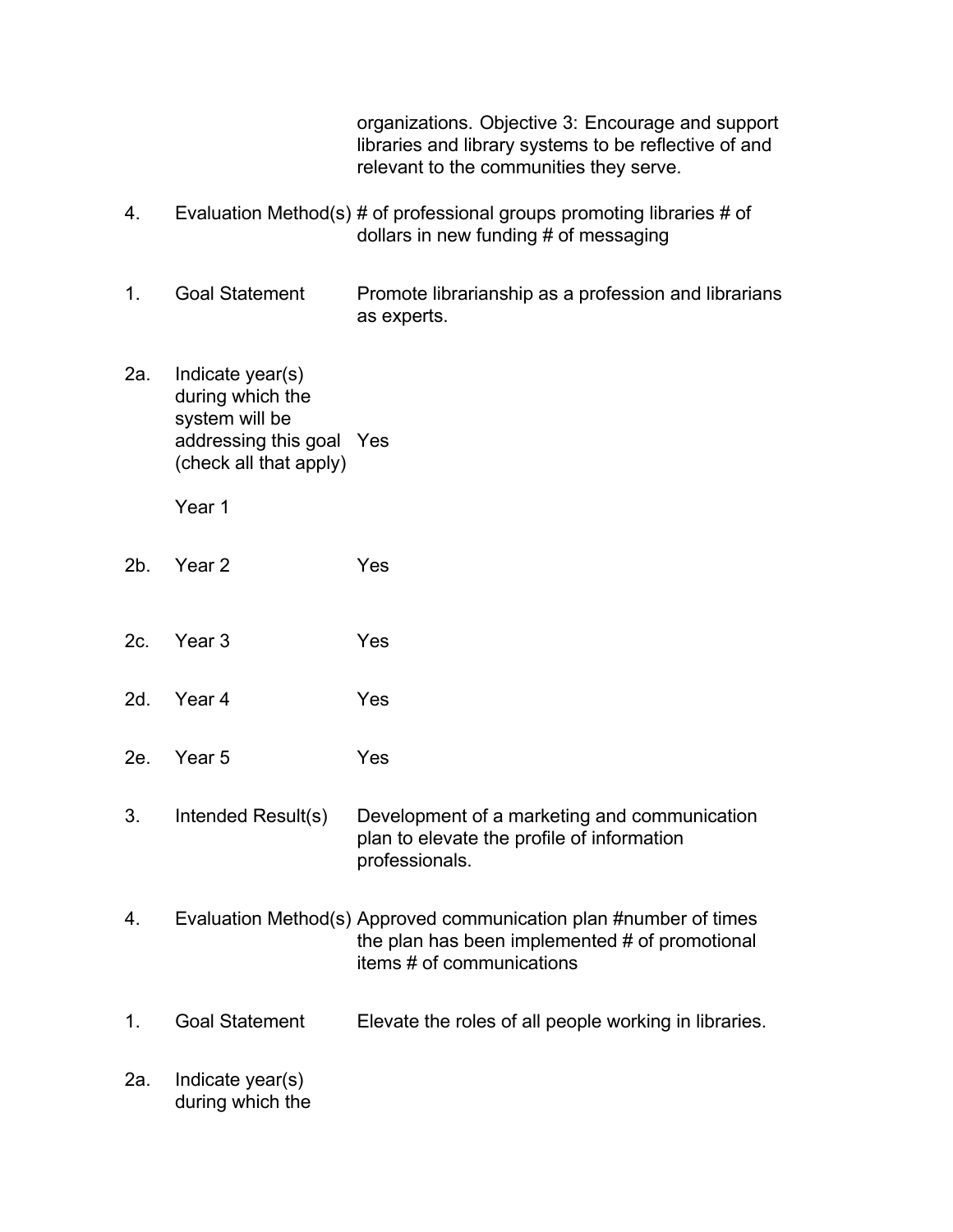| | | |
|---|---|---|
| | | organizations. Objective 3: Encourage and support libraries and library systems to be reflective of and relevant to the communities they serve. |
| 4. | Evaluation Method(s) | # of professional groups promoting libraries # of dollars in new funding # of messaging |
| 1. | Goal Statement | Promote librarianship as a profession and librarians as experts. |
| 2a. | Indicate year(s) during which the system will be addressing this goal (check all that apply)<br><br>Year 1 | Yes |
| 2b. | Year 2 | Yes |
| 2c. | Year 3 | Yes |
| 2d. | Year 4 | Yes |
| 2e. | Year 5 | Yes |
| 3. | Intended Result(s) | Development of a marketing and communication plan to elevate the profile of information professionals. |
| 4. | Evaluation Method(s) | Approved communication plan #number of times the plan has been implemented # of promotional items # of communications |
| 1. | Goal Statement | Elevate the roles of all people working in libraries. |
| 2a. | Indicate year(s) during which the | |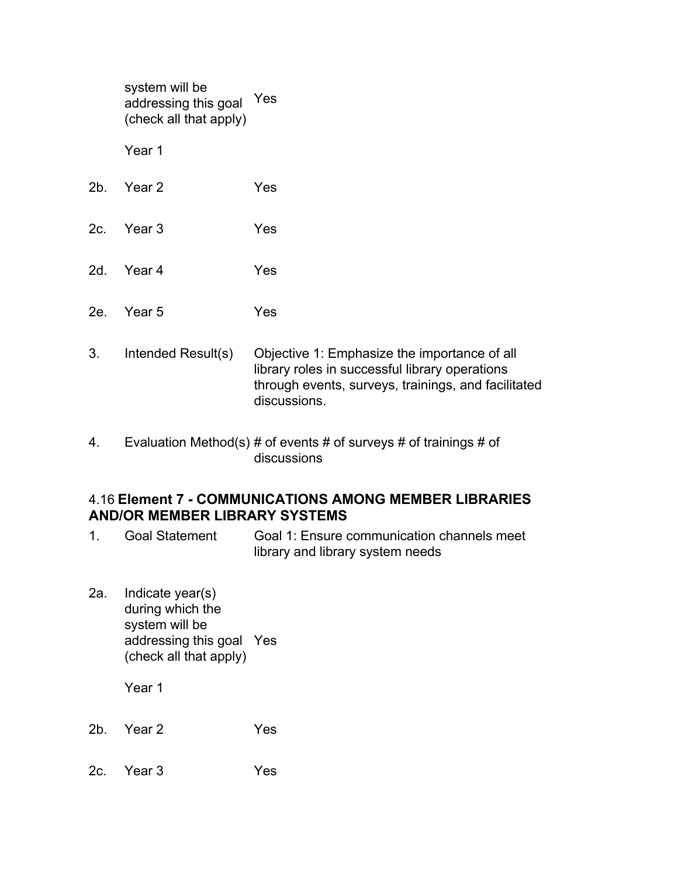| | | |
|---|---|---|
| | system will be addressing this goal (check all that apply)<br><br>Year 1 | Yes |
| 2b. | Year 2 | Yes |
| 2c. | Year 3 | Yes |
| 2d. | Year 4 | Yes |
| 2e. | Year 5 | Yes |
| 3. | Intended Result(s) | Objective 1: Emphasize the importance of all library roles in successful library operations through events, surveys, trainings, and facilitated discussions. |
| 4. | Evaluation Method(s) | # of events # of surveys # of trainings # of discussions |

### 4.16 **Element 7 - COMMUNICATIONS AMONG MEMBER LIBRARIES AND/OR MEMBER LIBRARY SYSTEMS**

| | | |
|---|---|---|
| 1. | Goal Statement | Goal 1: Ensure communication channels meet library and library system needs |
| 2a. | Indicate year(s) during which the system will be addressing this goal (check all that apply)<br><br>Year 1 | Yes |
| 2b. | Year 2 | Yes |
| 2c. | Year 3 | Yes |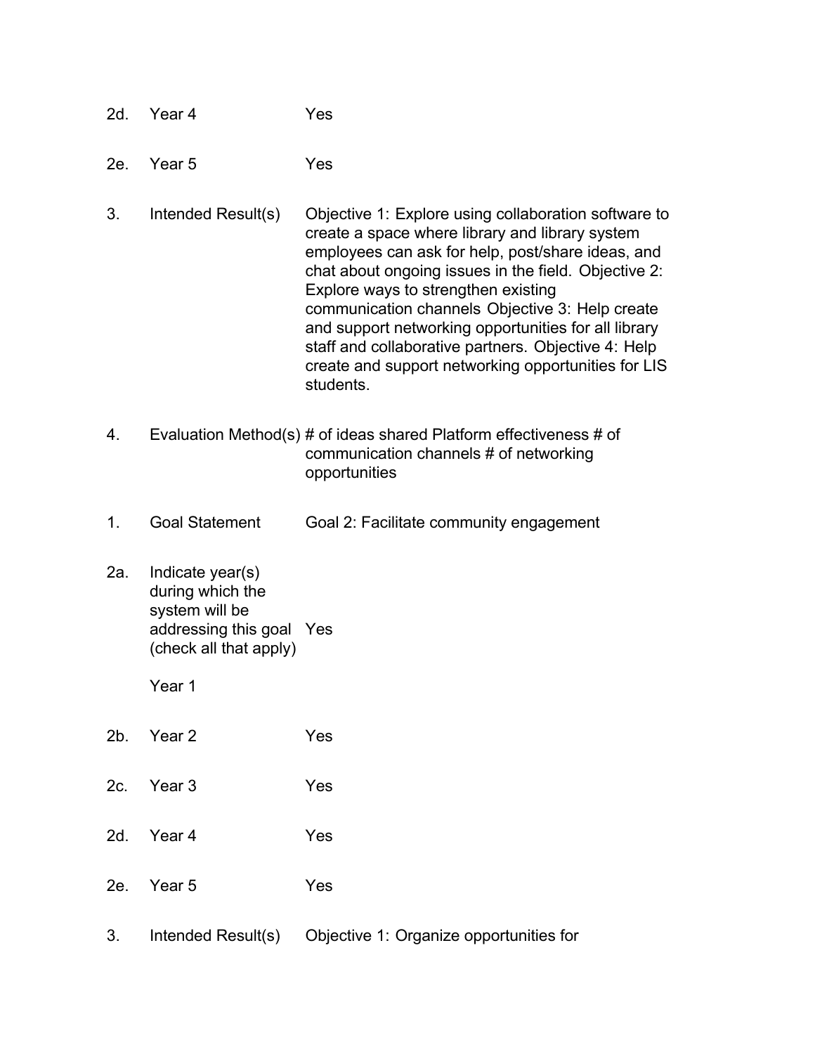| | | |
|---|---|---|
| 2d. | Year 4 | Yes |
| 2e. | Year 5 | Yes |
| 3. | Intended Result(s) | Objective 1: Explore using collaboration software to create a space where library and library system employees can ask for help, post/share ideas, and chat about ongoing issues in the field. Objective 2: Explore ways to strengthen existing communication channels Objective 3: Help create and support networking opportunities for all library staff and collaborative partners. Objective 4: Help create and support networking opportunities for LIS students. |
| 4. | Evaluation Method(s) | # of ideas shared Platform effectiveness # of communication channels # of networking opportunities |
| 1. | Goal Statement | Goal 2: Facilitate community engagement |
| 2a. | Indicate year(s) during which the system will be addressing this goal (check all that apply)<br><br>Year 1 | Yes |
| 2b. | Year 2 | Yes |
| 2c. | Year 3 | Yes |
| 2d. | Year 4 | Yes |
| 2e. | Year 5 | Yes |
| 3. | Intended Result(s) | Objective 1: Organize opportunities for |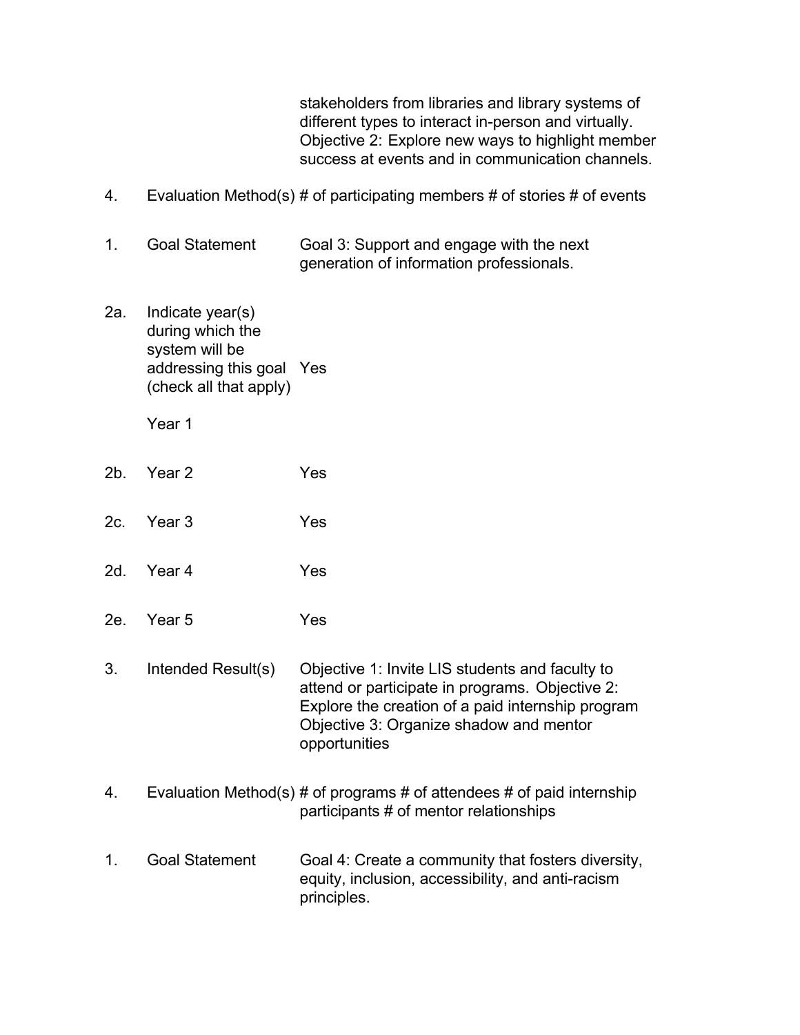| | | |
|---|---|---|
| | | stakeholders from libraries and library systems of different types to interact in-person and virtually. Objective 2: Explore new ways to highlight member success at events and in communication channels. |
| 4. | Evaluation Method(s) | # of participating members # of stories # of events |
| 1. | Goal Statement | Goal 3: Support and engage with the next generation of information professionals. |
| 2a. | Indicate year(s) during which the system will be addressing this goal (check all that apply)<br><br>Year 1 | Yes |
| 2b. | Year 2 | Yes |
| 2c. | Year 3 | Yes |
| 2d. | Year 4 | Yes |
| 2e. | Year 5 | Yes |
| 3. | Intended Result(s) | Objective 1: Invite LIS students and faculty to attend or participate in programs. Objective 2: Explore the creation of a paid internship program Objective 3: Organize shadow and mentor opportunities |
| 4. | Evaluation Method(s) | # of programs # of attendees # of paid internship participants # of mentor relationships |
| 1. | Goal Statement | Goal 4: Create a community that fosters diversity, equity, inclusion, accessibility, and anti-racism principles. |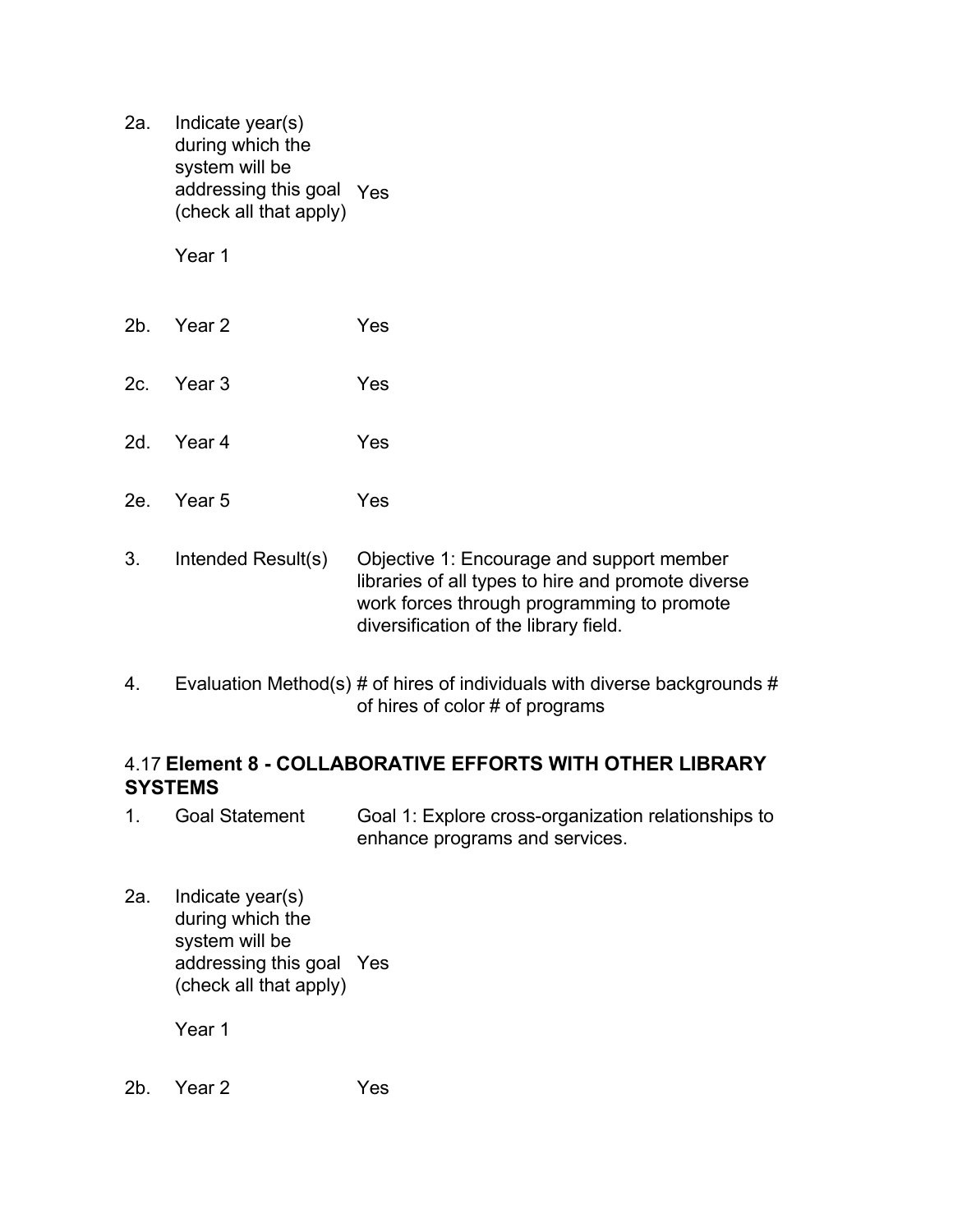| | | |
|---|---|---|
| 2a. | Indicate year(s) during which the system will be addressing this goal (check all that apply)<br><br>Year 1 | Yes |
| 2b. | Year 2 | Yes |
| 2c. | Year 3 | Yes |
| 2d. | Year 4 | Yes |
| 2e. | Year 5 | Yes |
| 3. | Intended Result(s) | Objective 1: Encourage and support member libraries of all types to hire and promote diverse work forces through programming to promote diversification of the library field. |
| 4. | Evaluation Method(s) | # of hires of individuals with diverse backgrounds # of hires of color # of programs |

### 4.17 **Element 8 - COLLABORATIVE EFFORTS WITH OTHER LIBRARY SYSTEMS**

| | | |
|---|---|---|
| 1. | Goal Statement | Goal 1: Explore cross-organization relationships to enhance programs and services. |
| 2a. | Indicate year(s) during which the system will be addressing this goal (check all that apply)<br><br>Year 1 | Yes |
| 2b. | Year 2 | Yes |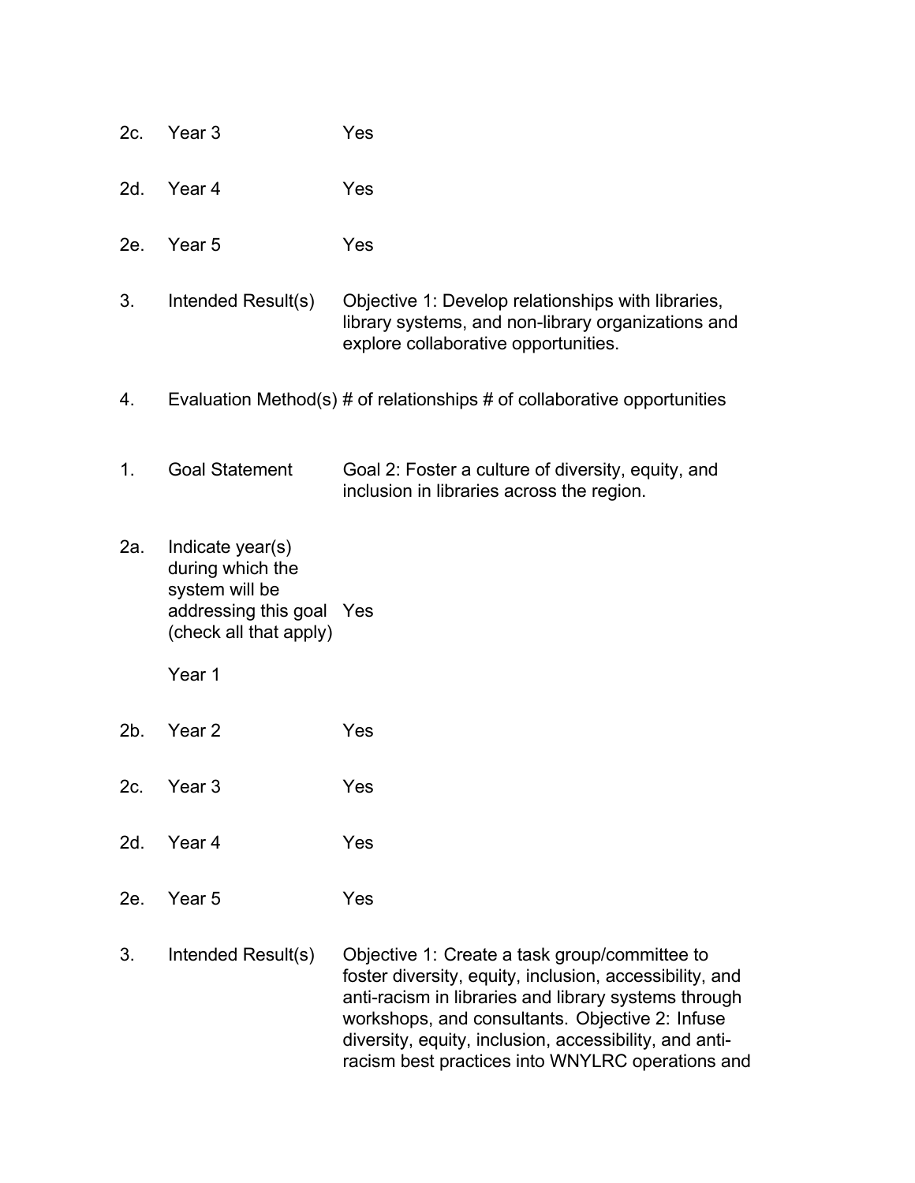| | | |
|---|---|---|
| 2c. | Year 3 | Yes |
| 2d. | Year 4 | Yes |
| 2e. | Year 5 | Yes |
| 3. | Intended Result(s) | Objective 1: Develop relationships with libraries, library systems, and non-library organizations and explore collaborative opportunities. |
| 4. | Evaluation Method(s) | # of relationships # of collaborative opportunities |

| | | |
|---|---|---|
| 1. | Goal Statement | Goal 2: Foster a culture of diversity, equity, and inclusion in libraries across the region. |
| 2a. | Indicate year(s) during which the system will be addressing this goal (check all that apply) Year 1 | Yes |
| 2b. | Year 2 | Yes |
| 2c. | Year 3 | Yes |
| 2d. | Year 4 | Yes |
| 2e. | Year 5 | Yes |
| 3. | Intended Result(s) | Objective 1: Create a task group/committee to foster diversity, equity, inclusion, accessibility, and anti-racism in libraries and library systems through workshops, and consultants. Objective 2: Infuse diversity, equity, inclusion, accessibility, and anti-racism best practices into WNYLRC operations and |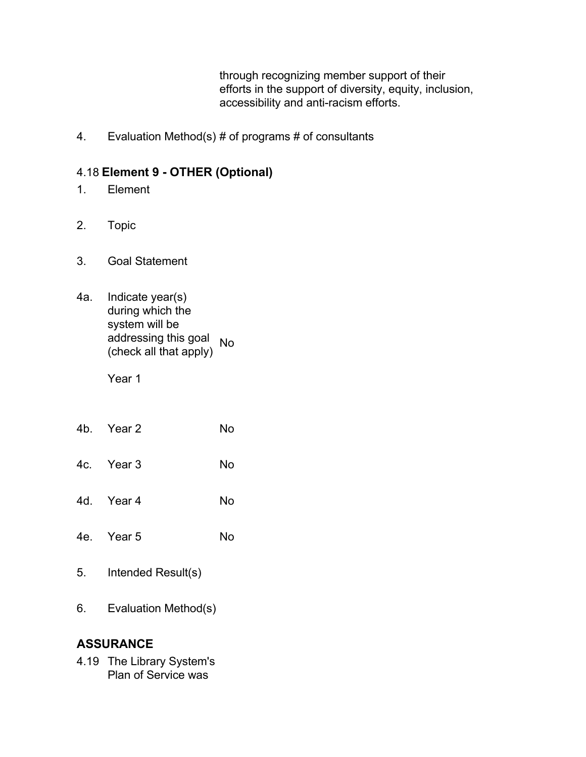through recognizing member support of their efforts in the support of diversity, equity, inclusion, accessibility and anti-racism efforts.

4. Evaluation Method(s) # of programs # of consultants

### 4.18 **Element 9 - OTHER (Optional)**

1. Element

2. Topic

3. Goal Statement

4a. Indicate year(s) during which the system will be addressing this goal (check all that apply) No

    Year 1

4b. Year 2 No

4c. Year 3 No

4d. Year 4 No

4e. Year 5 No

5. Intended Result(s)

6. Evaluation Method(s)

## **ASSURANCE**

4.19 The Library System's Plan of Service was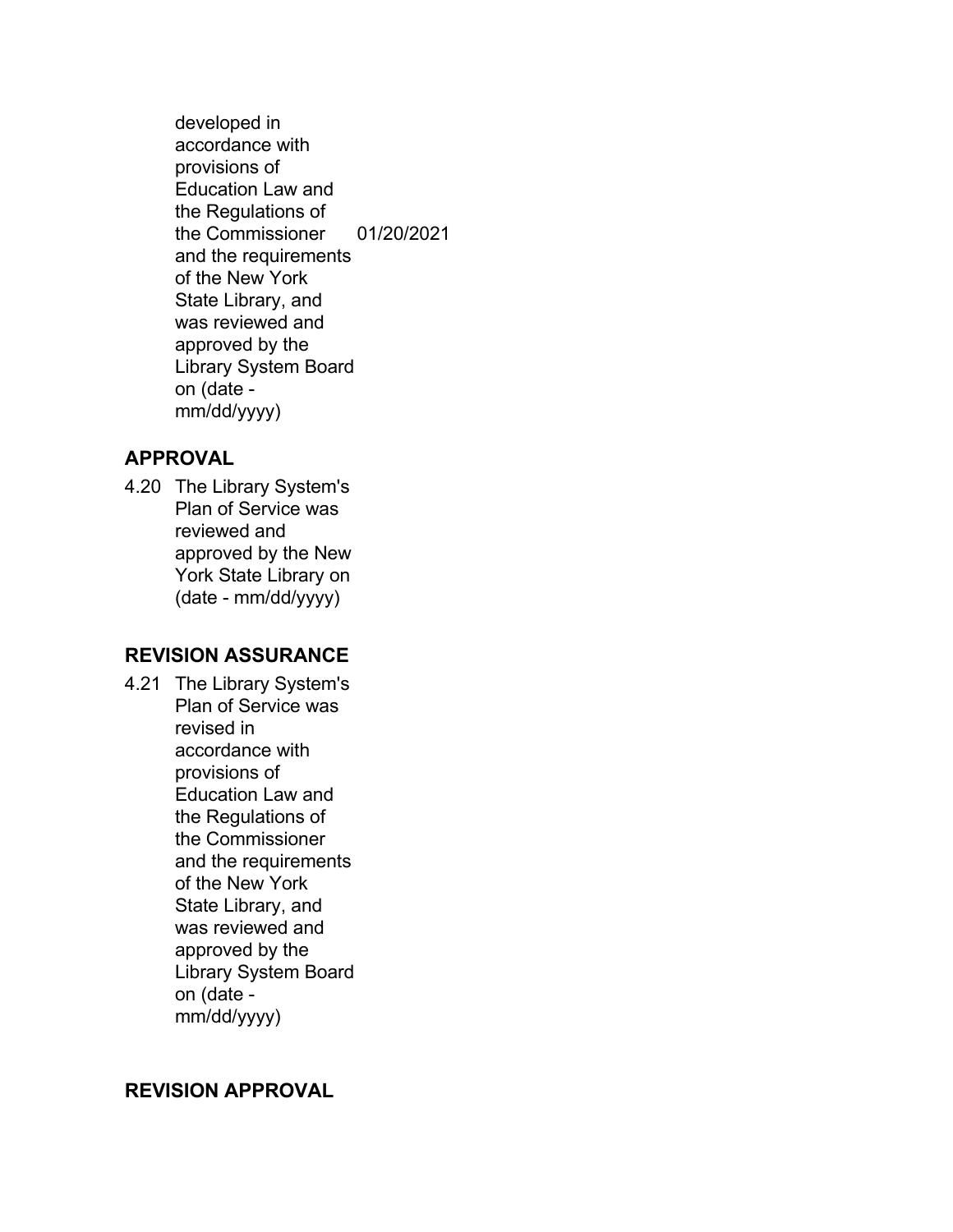| developed in accordance with provisions of Education Law and the Regulations of the Commissioner and the requirements of the New York State Library, and was reviewed and approved by the Library System Board on (date - mm/dd/yyyy) | 01/20/2021 |
|---|---|

## APPROVAL

| 4.20 | The Library System's Plan of Service was reviewed and approved by the New York State Library on (date - mm/dd/yyyy) | |
|---|---|---|

## REVISION ASSURANCE

| 4.21 | The Library System's Plan of Service was revised in accordance with provisions of Education Law and the Regulations of the Commissioner and the requirements of the New York State Library, and was reviewed and approved by the Library System Board on (date - mm/dd/yyyy) | |
|---|---|---|

## REVISION APPROVAL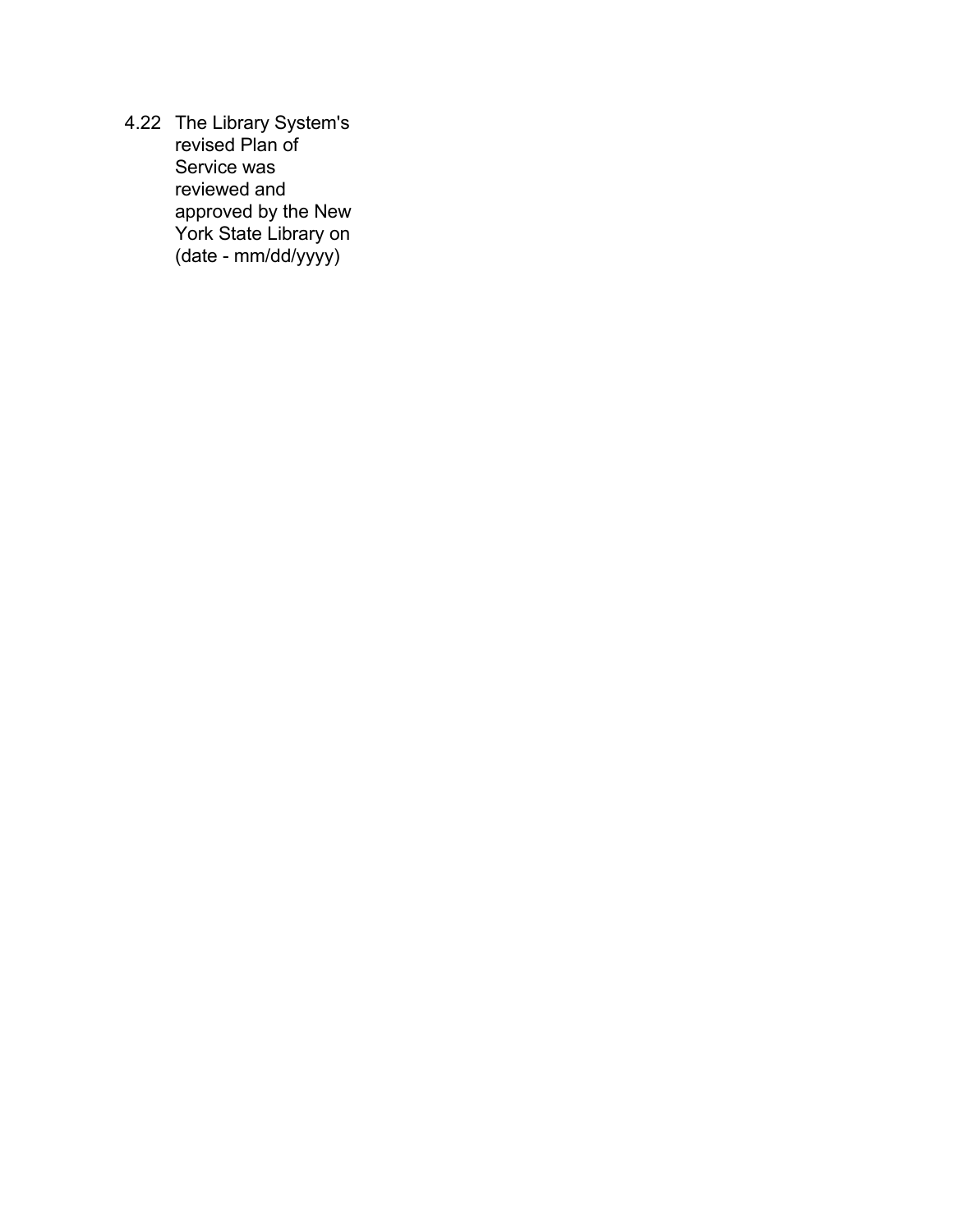4.22 The Library System's revised Plan of Service was reviewed and approved by the New York State Library on (date - mm/dd/yyyy)